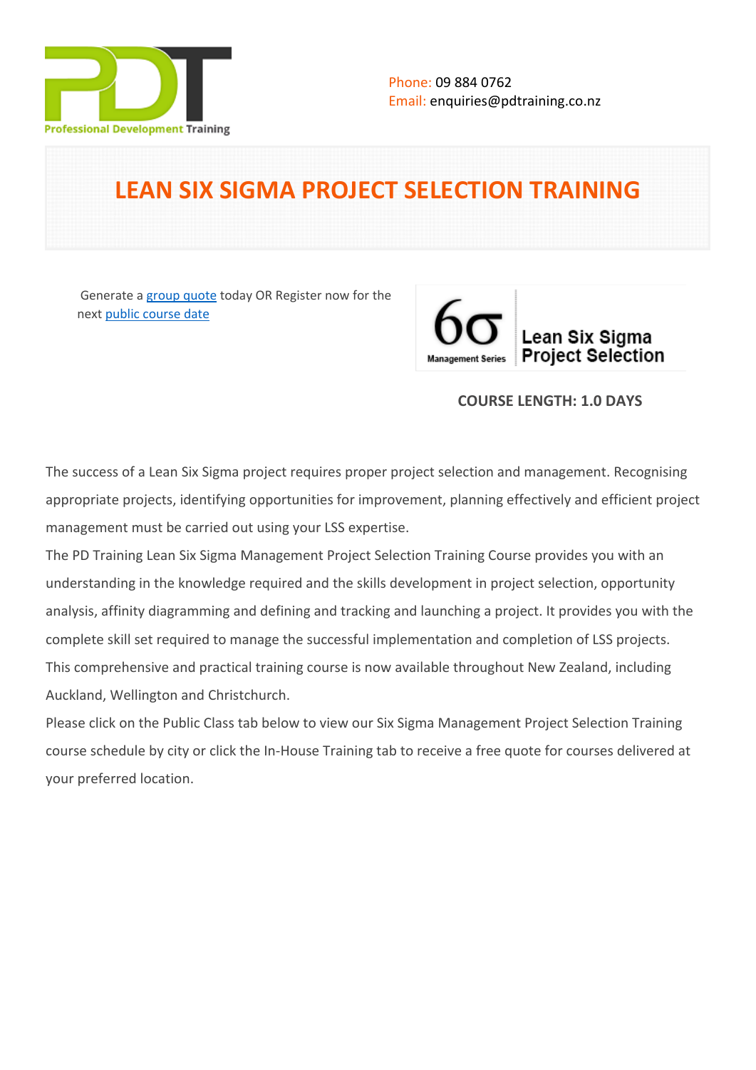Phone: 09 884 0762
Email: enquiries@pdtraining.co.nz

# LEAN SIX SIGMA PROJECT SELECTION TRAINING

Generate a group quote today OR Register now for the next public course date

**COURSE LENGTH: 1.0 DAYS**

The success of a Lean Six Sigma project requires proper project selection and management. Recognising appropriate projects, identifying opportunities for improvement, planning effectively and efficient project management must be carried out using your LSS expertise.

The PD Training Lean Six Sigma Management Project Selection Training Course provides you with an understanding in the knowledge required and the skills development in project selection, opportunity analysis, affinity diagramming and defining and tracking and launching a project. It provides you with the complete skill set required to manage the successful implementation and completion of LSS projects.

This comprehensive and practical training course is now available throughout New Zealand, including Auckland, Wellington and Christchurch.

Please click on the Public Class tab below to view our Six Sigma Management Project Selection Training course schedule by city or click the In-House Training tab to receive a free quote for courses delivered at your preferred location.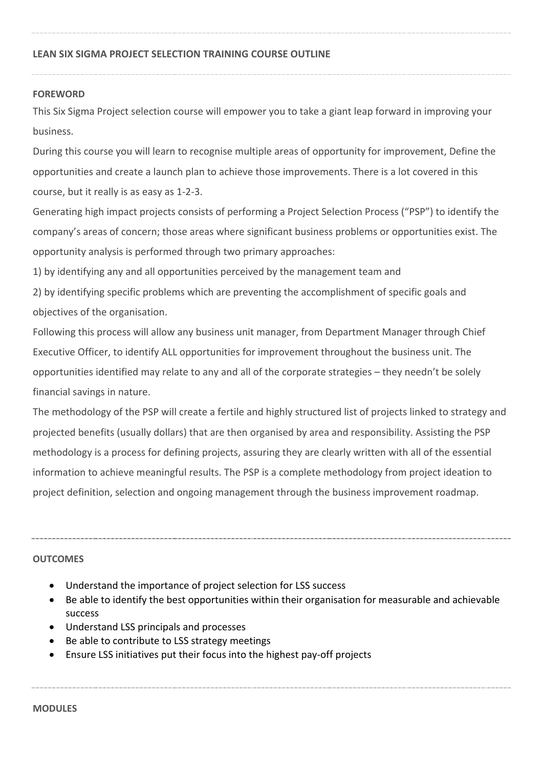## LEAN SIX SIGMA PROJECT SELECTION TRAINING COURSE OUTLINE

### FOREWORD

This Six Sigma Project selection course will empower you to take a giant leap forward in improving your business.

During this course you will learn to recognise multiple areas of opportunity for improvement, Define the opportunities and create a launch plan to achieve those improvements. There is a lot covered in this course, but it really is as easy as 1-2-3.

Generating high impact projects consists of performing a Project Selection Process ("PSP") to identify the company's areas of concern; those areas where significant business problems or opportunities exist. The opportunity analysis is performed through two primary approaches:

1) by identifying any and all opportunities perceived by the management team and

2) by identifying specific problems which are preventing the accomplishment of specific goals and objectives of the organisation.

Following this process will allow any business unit manager, from Department Manager through Chief Executive Officer, to identify ALL opportunities for improvement throughout the business unit. The opportunities identified may relate to any and all of the corporate strategies – they needn't be solely financial savings in nature.

The methodology of the PSP will create a fertile and highly structured list of projects linked to strategy and projected benefits (usually dollars) that are then organised by area and responsibility. Assisting the PSP methodology is a process for defining projects, assuring they are clearly written with all of the essential information to achieve meaningful results. The PSP is a complete methodology from project ideation to project definition, selection and ongoing management through the business improvement roadmap.

### OUTCOMES

- Understand the importance of project selection for LSS success
- Be able to identify the best opportunities within their organisation for measurable and achievable success
- Understand LSS principals and processes
- Be able to contribute to LSS strategy meetings
- Ensure LSS initiatives put their focus into the highest pay-off projects

### MODULES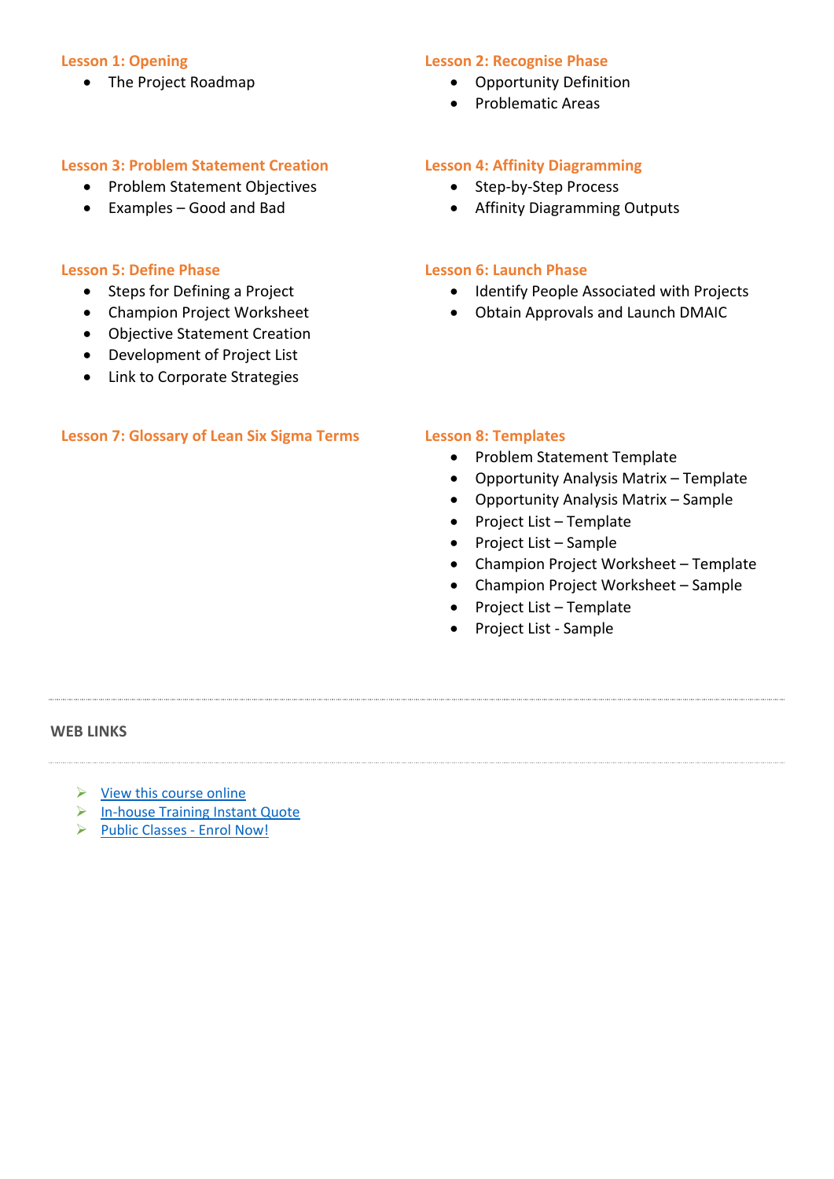**Lesson 1: Opening**

- The Project Roadmap

**Lesson 2: Recognise Phase**

- Opportunity Definition
- Problematic Areas

**Lesson 3: Problem Statement Creation**

- Problem Statement Objectives
- Examples – Good and Bad

**Lesson 4: Affinity Diagramming**

- Step-by-Step Process
- Affinity Diagramming Outputs

**Lesson 5: Define Phase**

- Steps for Defining a Project
- Champion Project Worksheet
- Objective Statement Creation
- Development of Project List
- Link to Corporate Strategies

**Lesson 6: Launch Phase**

- Identify People Associated with Projects
- Obtain Approvals and Launch DMAIC

**Lesson 7: Glossary of Lean Six Sigma Terms**

**Lesson 8: Templates**

- Problem Statement Template
- Opportunity Analysis Matrix – Template
- Opportunity Analysis Matrix – Sample
- Project List – Template
- Project List – Sample
- Champion Project Worksheet – Template
- Champion Project Worksheet – Sample
- Project List – Template
- Project List - Sample

## WEB LINKS

- View this course online
- In-house Training Instant Quote
- Public Classes - Enrol Now!